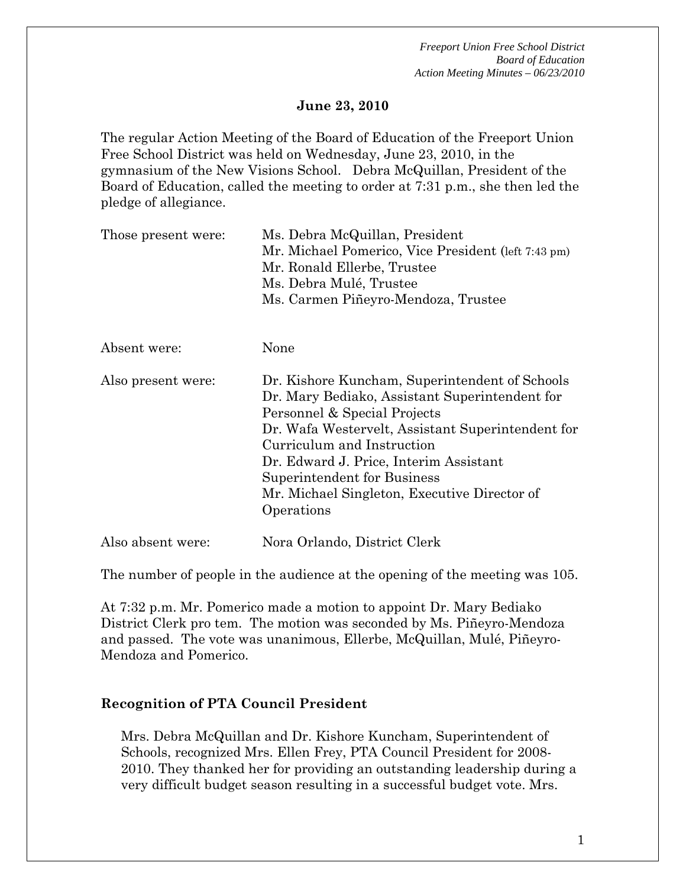**June 23, 2010**

The regular Action Meeting of the Board of Education of the Freeport Union Free School District was held on Wednesday, June 23, 2010, in the gymnasium of the New Visions School. Debra McQuillan, President of the Board of Education, called the meeting to order at 7:31 p.m., she then led the pledge of allegiance.

| | |
|---|---|
| Those present were: | Ms. Debra McQuillan, President<br>Mr. Michael Pomerico, Vice President (left 7:43 pm)<br>Mr. Ronald Ellerbe, Trustee<br>Ms. Debra Mulé, Trustee<br>Ms. Carmen Piñeyro-Mendoza, Trustee |
| Absent were: | None |
| Also present were: | Dr. Kishore Kuncham, Superintendent of Schools<br>Dr. Mary Bediako, Assistant Superintendent for Personnel & Special Projects<br>Dr. Wafa Westervelt, Assistant Superintendent for Curriculum and Instruction<br>Dr. Edward J. Price, Interim Assistant Superintendent for Business<br>Mr. Michael Singleton, Executive Director of Operations |
| Also absent were: | Nora Orlando, District Clerk |

The number of people in the audience at the opening of the meeting was 105.

At 7:32 p.m. Mr. Pomerico made a motion to appoint Dr. Mary Bediako District Clerk pro tem. The motion was seconded by Ms. Piñeyro-Mendoza and passed. The vote was unanimous, Ellerbe, McQuillan, Mulé, Piñeyro-Mendoza and Pomerico.

**Recognition of PTA Council President**

Mrs. Debra McQuillan and Dr. Kishore Kuncham, Superintendent of Schools, recognized Mrs. Ellen Frey, PTA Council President for 2008-2010. They thanked her for providing an outstanding leadership during a very difficult budget season resulting in a successful budget vote. Mrs.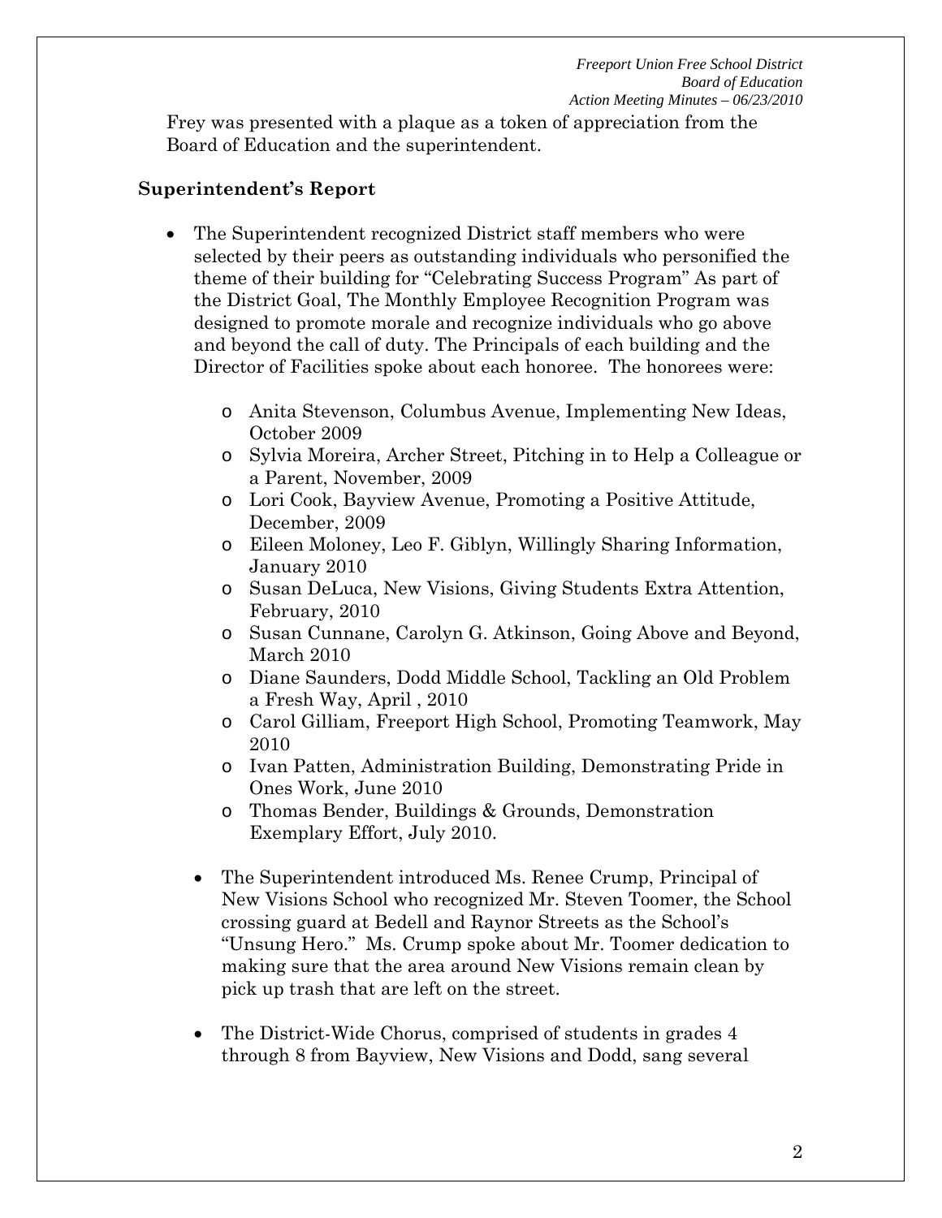Frey was presented with a plaque as a token of appreciation from the Board of Education and the superintendent.

**Superintendent's Report**

- The Superintendent recognized District staff members who were selected by their peers as outstanding individuals who personified the theme of their building for "Celebrating Success Program" As part of the District Goal, The Monthly Employee Recognition Program was designed to promote morale and recognize individuals who go above and beyond the call of duty. The Principals of each building and the Director of Facilities spoke about each honoree. The honorees were:
  - Anita Stevenson, Columbus Avenue, Implementing New Ideas, October 2009
  - Sylvia Moreira, Archer Street, Pitching in to Help a Colleague or a Parent, November, 2009
  - Lori Cook, Bayview Avenue, Promoting a Positive Attitude, December, 2009
  - Eileen Moloney, Leo F. Giblyn, Willingly Sharing Information, January 2010
  - Susan DeLuca, New Visions, Giving Students Extra Attention, February, 2010
  - Susan Cunnane, Carolyn G. Atkinson, Going Above and Beyond, March 2010
  - Diane Saunders, Dodd Middle School, Tackling an Old Problem a Fresh Way, April , 2010
  - Carol Gilliam, Freeport High School, Promoting Teamwork, May 2010
  - Ivan Patten, Administration Building, Demonstrating Pride in Ones Work, June 2010
  - Thomas Bender, Buildings & Grounds, Demonstration Exemplary Effort, July 2010.

- The Superintendent introduced Ms. Renee Crump, Principal of New Visions School who recognized Mr. Steven Toomer, the School crossing guard at Bedell and Raynor Streets as the School's "Unsung Hero." Ms. Crump spoke about Mr. Toomer dedication to making sure that the area around New Visions remain clean by pick up trash that are left on the street.

- The District-Wide Chorus, comprised of students in grades 4 through 8 from Bayview, New Visions and Dodd, sang several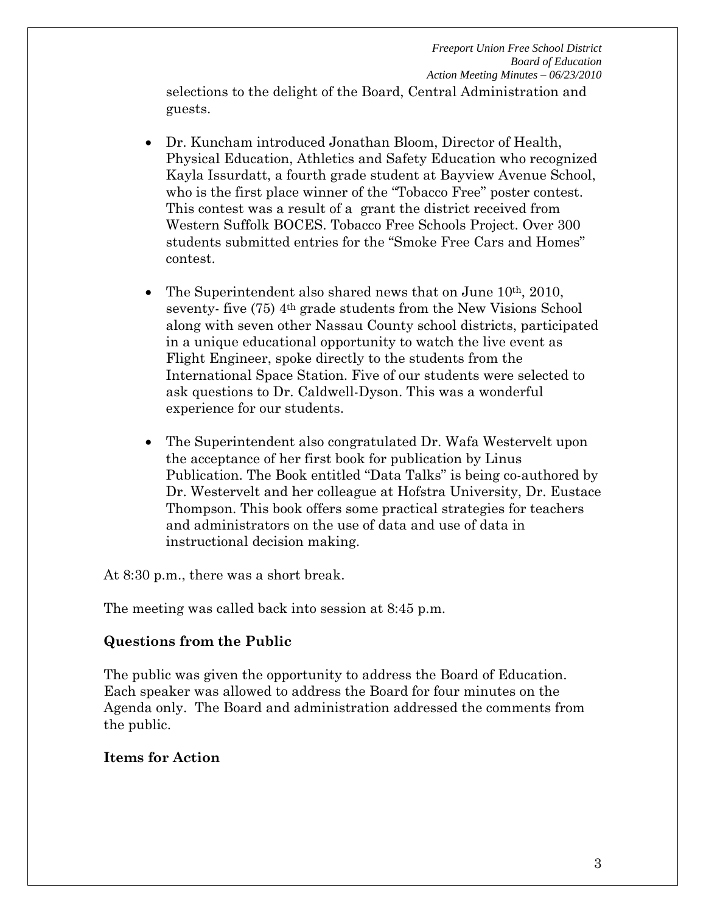selections to the delight of the Board, Central Administration and guests.

- Dr. Kuncham introduced Jonathan Bloom, Director of Health, Physical Education, Athletics and Safety Education who recognized Kayla Issurdatt, a fourth grade student at Bayview Avenue School, who is the first place winner of the "Tobacco Free" poster contest. This contest was a result of a grant the district received from Western Suffolk BOCES. Tobacco Free Schools Project. Over 300 students submitted entries for the "Smoke Free Cars and Homes" contest.

- The Superintendent also shared news that on June 10th, 2010, seventy- five (75) 4th grade students from the New Visions School along with seven other Nassau County school districts, participated in a unique educational opportunity to watch the live event as Flight Engineer, spoke directly to the students from the International Space Station. Five of our students were selected to ask questions to Dr. Caldwell-Dyson. This was a wonderful experience for our students.

- The Superintendent also congratulated Dr. Wafa Westervelt upon the acceptance of her first book for publication by Linus Publication. The Book entitled "Data Talks" is being co-authored by Dr. Westervelt and her colleague at Hofstra University, Dr. Eustace Thompson. This book offers some practical strategies for teachers and administrators on the use of data and use of data in instructional decision making.

At 8:30 p.m., there was a short break.

The meeting was called back into session at 8:45 p.m.

**Questions from the Public**

The public was given the opportunity to address the Board of Education. Each speaker was allowed to address the Board for four minutes on the Agenda only. The Board and administration addressed the comments from the public.

**Items for Action**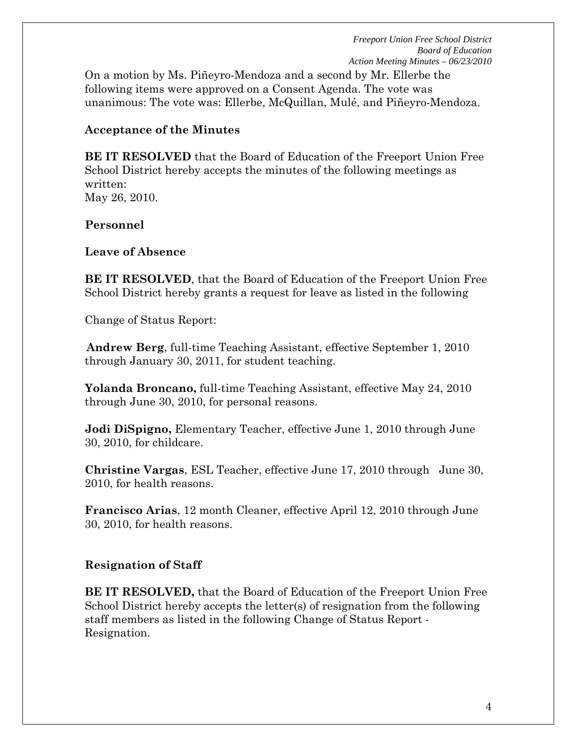On a motion by Ms. Piñeyro-Mendoza and a second by Mr. Ellerbe the following items were approved on a Consent Agenda. The vote was unanimous: The vote was: Ellerbe, McQuillan, Mulé, and Piñeyro-Mendoza.

### Acceptance of the Minutes

**BE IT RESOLVED** that the Board of Education of the Freeport Union Free School District hereby accepts the minutes of the following meetings as written:
May 26, 2010.

### Personnel

### Leave of Absence

**BE IT RESOLVED**, that the Board of Education of the Freeport Union Free School District hereby grants a request for leave as listed in the following

Change of Status Report:

**Andrew Berg**, full-time Teaching Assistant, effective September 1, 2010 through January 30, 2011, for student teaching.

**Yolanda Broncano,** full-time Teaching Assistant, effective May 24, 2010 through June 30, 2010, for personal reasons.

**Jodi DiSpigno,** Elementary Teacher, effective June 1, 2010 through June 30, 2010, for childcare.

**Christine Vargas**, ESL Teacher, effective June 17, 2010 through June 30, 2010, for health reasons.

**Francisco Arias**, 12 month Cleaner, effective April 12, 2010 through June 30, 2010, for health reasons.

### Resignation of Staff

**BE IT RESOLVED,** that the Board of Education of the Freeport Union Free School District hereby accepts the letter(s) of resignation from the following staff members as listed in the following Change of Status Report - Resignation.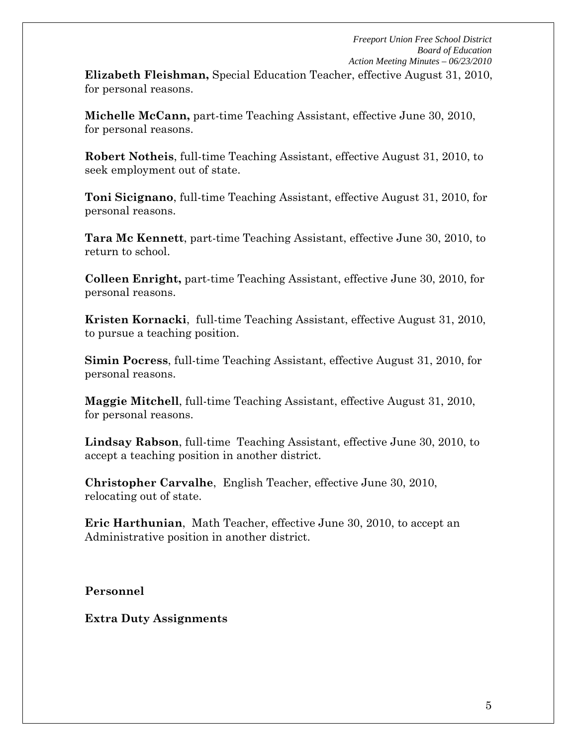**Elizabeth Fleishman,** Special Education Teacher, effective August 31, 2010, for personal reasons.

**Michelle McCann,** part-time Teaching Assistant, effective June 30, 2010, for personal reasons.

**Robert Notheis**, full-time Teaching Assistant, effective August 31, 2010, to seek employment out of state.

**Toni Sicignano**, full-time Teaching Assistant, effective August 31, 2010, for personal reasons.

**Tara Mc Kennett**, part-time Teaching Assistant, effective June 30, 2010, to return to school.

**Colleen Enright,** part-time Teaching Assistant, effective June 30, 2010, for personal reasons.

**Kristen Kornacki**, full-time Teaching Assistant, effective August 31, 2010, to pursue a teaching position.

**Simin Pocress**, full-time Teaching Assistant, effective August 31, 2010, for personal reasons.

**Maggie Mitchell**, full-time Teaching Assistant, effective August 31, 2010, for personal reasons.

**Lindsay Rabson**, full-time Teaching Assistant, effective June 30, 2010, to accept a teaching position in another district.

**Christopher Carvalhe**, English Teacher, effective June 30, 2010, relocating out of state.

**Eric Harthunian**, Math Teacher, effective June 30, 2010, to accept an Administrative position in another district.

**Personnel**

**Extra Duty Assignments**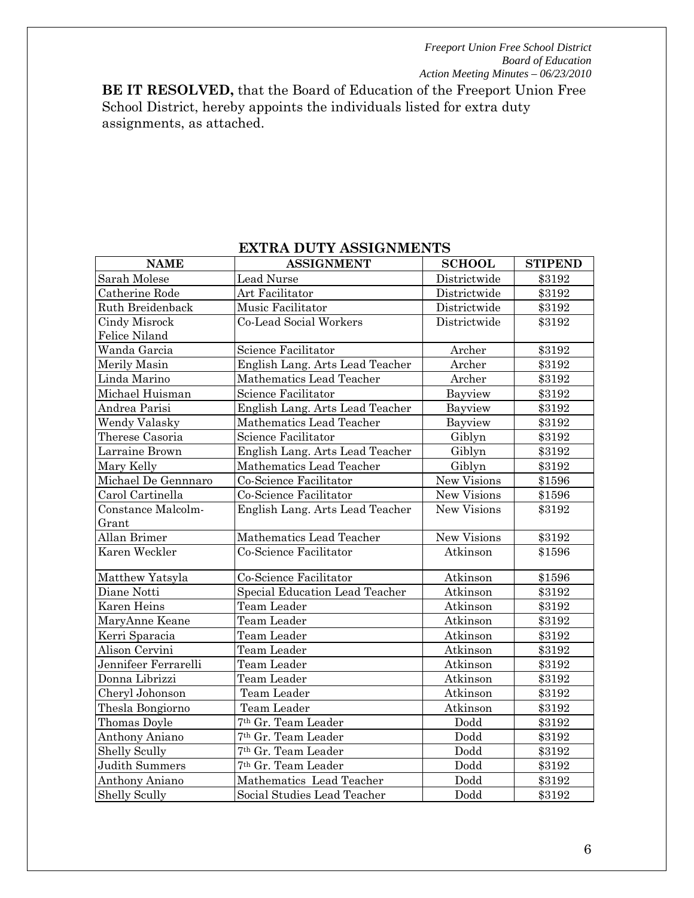**BE IT RESOLVED,** that the Board of Education of the Freeport Union Free School District, hereby appoints the individuals listed for extra duty assignments, as attached.

## EXTRA DUTY ASSIGNMENTS

| NAME | ASSIGNMENT | SCHOOL | STIPEND |
|---|---|---|---|
| Sarah Molese | Lead Nurse | Districtwide | $3192 |
| Catherine Rode | Art Facilitator | Districtwide | $3192 |
| Ruth Breidenback | Music Facilitator | Districtwide | $3192 |
| Cindy Misrock Felice Niland | Co-Lead Social Workers | Districtwide | $3192 |
| Wanda Garcia | Science Facilitator | Archer | $3192 |
| Merily Masin | English Lang. Arts Lead Teacher | Archer | $3192 |
| Linda Marino | Mathematics Lead Teacher | Archer | $3192 |
| Michael Huisman | Science Facilitator | Bayview | $3192 |
| Andrea Parisi | English Lang. Arts Lead Teacher | Bayview | $3192 |
| Wendy Valasky | Mathematics Lead Teacher | Bayview | $3192 |
| Therese Casoria | Science Facilitator | Giblyn | $3192 |
| Larraine Brown | English Lang. Arts Lead Teacher | Giblyn | $3192 |
| Mary Kelly | Mathematics Lead Teacher | Giblyn | $3192 |
| Michael De Gennnaro | Co-Science Facilitator | New Visions | $1596 |
| Carol Cartinella | Co-Science Facilitator | New Visions | $1596 |
| Constance Malcolm-Grant | English Lang. Arts Lead Teacher | New Visions | $3192 |
| Allan Brimer | Mathematics Lead Teacher | New Visions | $3192 |
| Karen Weckler | Co-Science Facilitator | Atkinson | $1596 |
| Matthew Yatsyla | Co-Science Facilitator | Atkinson | $1596 |
| Diane Notti | Special Education Lead Teacher | Atkinson | $3192 |
| Karen Heins | Team Leader | Atkinson | $3192 |
| MaryAnne Keane | Team Leader | Atkinson | $3192 |
| Kerri Sparacia | Team Leader | Atkinson | $3192 |
| Alison Cervini | Team Leader | Atkinson | $3192 |
| Jennifeer Ferrarelli | Team Leader | Atkinson | $3192 |
| Donna Librizzi | Team Leader | Atkinson | $3192 |
| Cheryl Johonson | Team Leader | Atkinson | $3192 |
| Thesla Bongiorno | Team Leader | Atkinson | $3192 |
| Thomas Doyle | 7th Gr. Team Leader | Dodd | $3192 |
| Anthony Aniano | 7th Gr. Team Leader | Dodd | $3192 |
| Shelly Scully | 7th Gr. Team Leader | Dodd | $3192 |
| Judith Summers | 7th Gr. Team Leader | Dodd | $3192 |
| Anthony Aniano | Mathematics Lead Teacher | Dodd | $3192 |
| Shelly Scully | Social Studies Lead Teacher | Dodd | $3192 |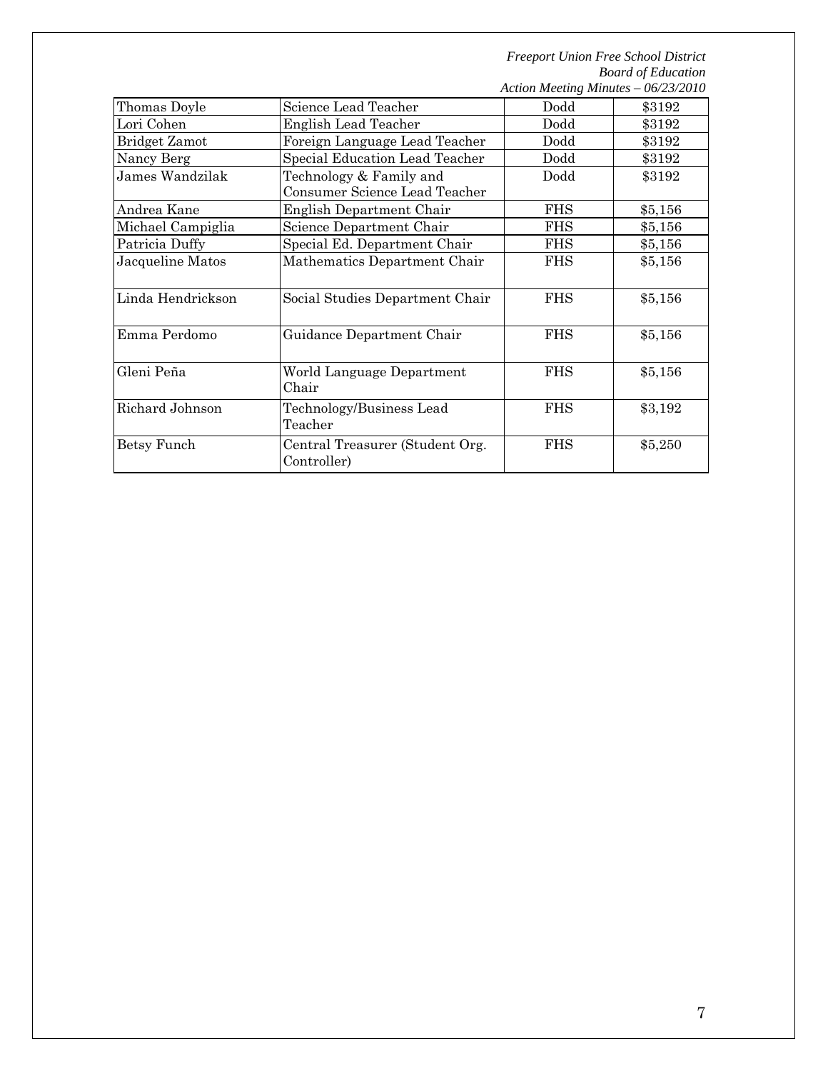| Thomas Doyle | Science Lead Teacher | Dodd | $3192 |
|---|---|---|---|
| Lori Cohen | English Lead Teacher | Dodd | $3192 |
| Bridget Zamot | Foreign Language Lead Teacher | Dodd | $3192 |
| Nancy Berg | Special Education Lead Teacher | Dodd | $3192 |
| James Wandzilak | Technology & Family and Consumer Science Lead Teacher | Dodd | $3192 |
| Andrea Kane | English Department Chair | FHS | $5,156 |
| Michael Campiglia | Science Department Chair | FHS | $5,156 |
| Patricia Duffy | Special Ed. Department Chair | FHS | $5,156 |
| Jacqueline Matos | Mathematics Department Chair | FHS | $5,156 |
| Linda Hendrickson | Social Studies Department Chair | FHS | $5,156 |
| Emma Perdomo | Guidance Department Chair | FHS | $5,156 |
| Gleni Peña | World Language Department Chair | FHS | $5,156 |
| Richard Johnson | Technology/Business Lead Teacher | FHS | $3,192 |
| Betsy Funch | Central Treasurer (Student Org. Controller) | FHS | $5,250 |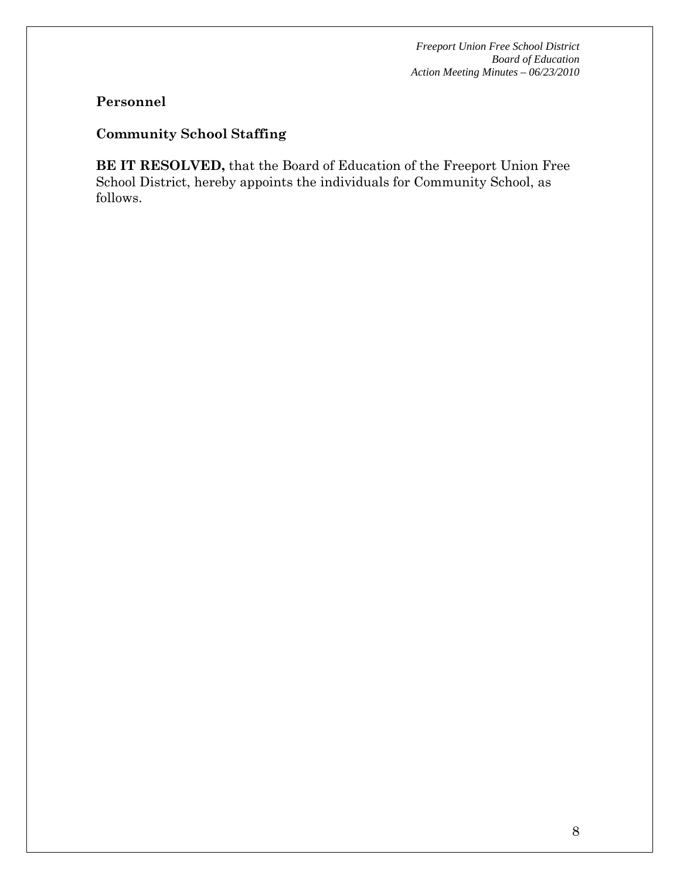**Personnel**

**Community School Staffing**

**BE IT RESOLVED,** that the Board of Education of the Freeport Union Free School District, hereby appoints the individuals for Community School, as follows.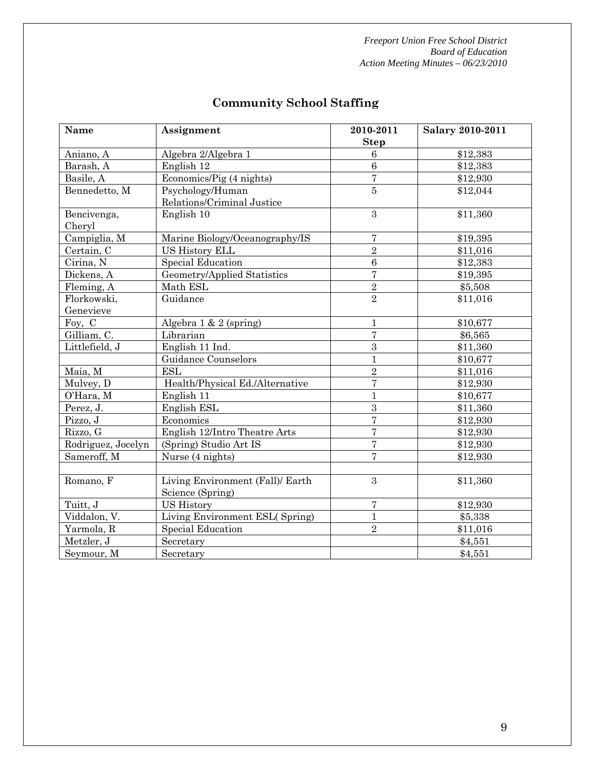## Community School Staffing

| Name | Assignment | 2010-2011 Step | Salary 2010-2011 |
|---|---|---|---|
| Aniano, A | Algebra 2/Algebra 1 | 6 | \$12,383 |
| Barash, A | English 12 | 6 | \$12,383 |
| Basile, A | Economics/Pig (4 nights) | 7 | \$12,930 |
| Bennedetto, M | Psychology/Human Relations/Criminal Justice | 5 | \$12,044 |
| Bencivenga, Cheryl | English 10 | 3 | \$11,360 |
| Campiglia, M | Marine Biology/Oceanography/IS | 7 | \$19,395 |
| Certain, C | US History ELL | 2 | \$11,016 |
| Cirina, N | Special Education | 6 | \$12,383 |
| Dickens, A | Geometry/Applied Statistics | 7 | \$19,395 |
| Fleming, A | Math ESL | 2 | \$5,508 |
| Florkowski, Genevieve | Guidance | 2 | \$11,016 |
| Foy, C | Algebra 1 & 2 (spring) | 1 | \$10,677 |
| Gilliam, C. | Librarian | 7 | \$6,565 |
| Littlefield, J | English 11 Ind. | 3 | \$11,360 |
| | Guidance Counselors | 1 | \$10,677 |
| Maia, M | ESL | 2 | \$11,016 |
| Mulvey, D | Health/Physical Ed./Alternative | 7 | \$12,930 |
| O'Hara, M | English 11 | 1 | \$10,677 |
| Perez, J. | English ESL | 3 | \$11,360 |
| Pizzo, J | Economics | 7 | \$12,930 |
| Rizzo, G | English 12/Intro Theatre Arts | 7 | \$12,930 |
| Rodriguez, Jocelyn | (Spring) Studio Art IS | 7 | \$12,930 |
| Sameroff, M | Nurse (4 nights) | 7 | \$12,930 |
| | | | |
| Romano, F | Living Environment (Fall)/ Earth Science (Spring) | 3 | \$11,360 |
| Tuitt, J | US History | 7 | \$12,930 |
| Viddalon, V. | Living Environment ESL( Spring) | 1 | \$5,338 |
| Yarmola, R | Special Education | 2 | \$11,016 |
| Metzler, J | Secretary | | \$4,551 |
| Seymour, M | Secretary | | \$4,551 |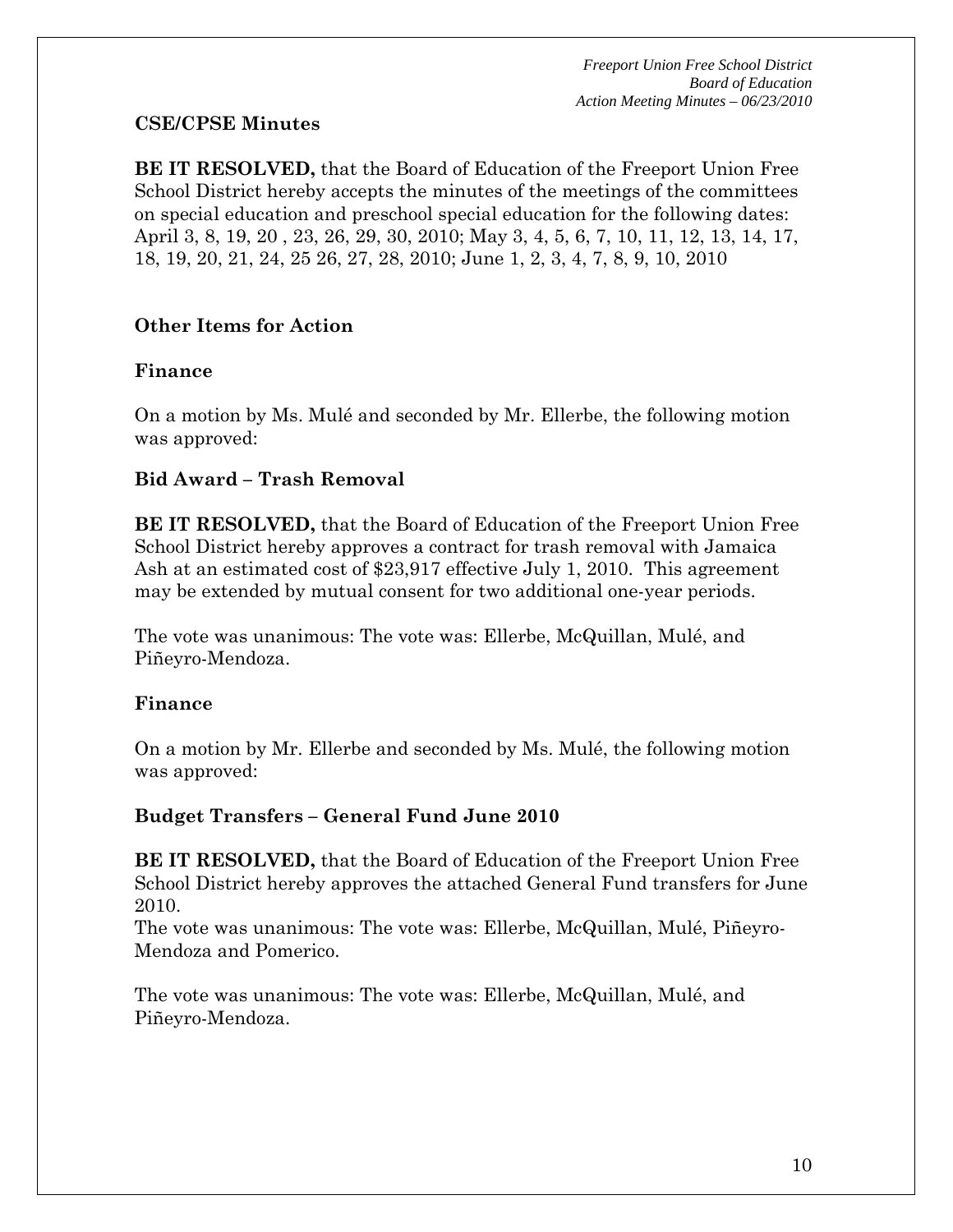**CSE/CPSE Minutes**

**BE IT RESOLVED,** that the Board of Education of the Freeport Union Free School District hereby accepts the minutes of the meetings of the committees on special education and preschool special education for the following dates: April 3, 8, 19, 20 , 23, 26, 29, 30, 2010; May 3, 4, 5, 6, 7, 10, 11, 12, 13, 14, 17, 18, 19, 20, 21, 24, 25 26, 27, 28, 2010; June 1, 2, 3, 4, 7, 8, 9, 10, 2010

**Other Items for Action**

**Finance**

On a motion by Ms. Mulé and seconded by Mr. Ellerbe, the following motion was approved:

**Bid Award – Trash Removal**

**BE IT RESOLVED,** that the Board of Education of the Freeport Union Free School District hereby approves a contract for trash removal with Jamaica Ash at an estimated cost of $23,917 effective July 1, 2010. This agreement may be extended by mutual consent for two additional one-year periods.

The vote was unanimous: The vote was: Ellerbe, McQuillan, Mulé, and Piñeyro-Mendoza.

**Finance**

On a motion by Mr. Ellerbe and seconded by Ms. Mulé, the following motion was approved:

**Budget Transfers – General Fund June 2010**

**BE IT RESOLVED,** that the Board of Education of the Freeport Union Free School District hereby approves the attached General Fund transfers for June 2010.
The vote was unanimous: The vote was: Ellerbe, McQuillan, Mulé, Piñeyro-Mendoza and Pomerico.

The vote was unanimous: The vote was: Ellerbe, McQuillan, Mulé, and Piñeyro-Mendoza.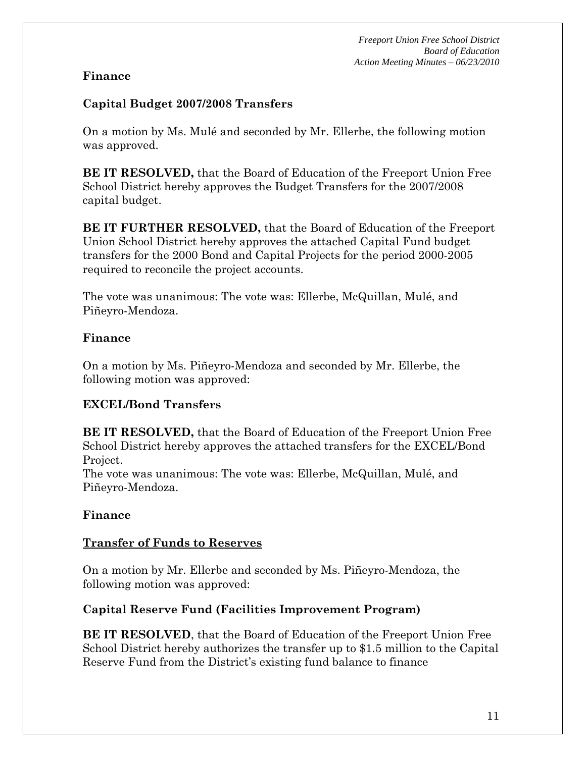**Finance**

**Capital Budget 2007/2008 Transfers**

On a motion by Ms. Mulé and seconded by Mr. Ellerbe, the following motion was approved.

**BE IT RESOLVED,** that the Board of Education of the Freeport Union Free School District hereby approves the Budget Transfers for the 2007/2008 capital budget.

**BE IT FURTHER RESOLVED,** that the Board of Education of the Freeport Union School District hereby approves the attached Capital Fund budget transfers for the 2000 Bond and Capital Projects for the period 2000-2005 required to reconcile the project accounts.

The vote was unanimous: The vote was: Ellerbe, McQuillan, Mulé, and Piñeyro-Mendoza.

**Finance**

On a motion by Ms. Piñeyro-Mendoza and seconded by Mr. Ellerbe, the following motion was approved:

**EXCEL/Bond Transfers**

**BE IT RESOLVED,** that the Board of Education of the Freeport Union Free School District hereby approves the attached transfers for the EXCEL/Bond Project.
The vote was unanimous: The vote was: Ellerbe, McQuillan, Mulé, and Piñeyro-Mendoza.

**Finance**

**<u>Transfer of Funds to Reserves</u>**

On a motion by Mr. Ellerbe and seconded by Ms. Piñeyro-Mendoza, the following motion was approved:

**Capital Reserve Fund (Facilities Improvement Program)**

**BE IT RESOLVED**, that the Board of Education of the Freeport Union Free School District hereby authorizes the transfer up to $1.5 million to the Capital Reserve Fund from the District's existing fund balance to finance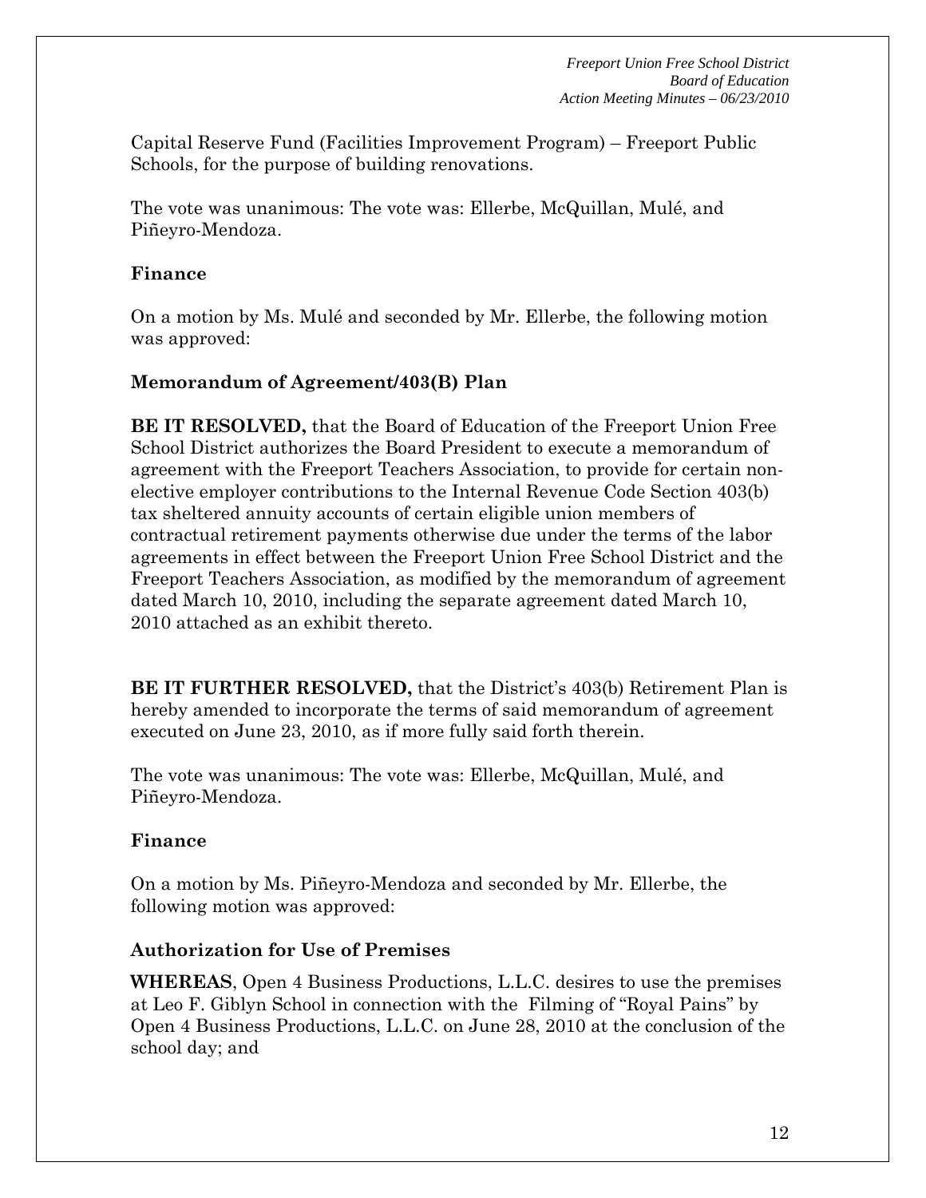Capital Reserve Fund (Facilities Improvement Program) – Freeport Public Schools, for the purpose of building renovations.

The vote was unanimous: The vote was: Ellerbe, McQuillan, Mulé, and Piñeyro-Mendoza.

**Finance**

On a motion by Ms. Mulé and seconded by Mr. Ellerbe, the following motion was approved:

**Memorandum of Agreement/403(B) Plan**

**BE IT RESOLVED,** that the Board of Education of the Freeport Union Free School District authorizes the Board President to execute a memorandum of agreement with the Freeport Teachers Association, to provide for certain non-elective employer contributions to the Internal Revenue Code Section 403(b) tax sheltered annuity accounts of certain eligible union members of contractual retirement payments otherwise due under the terms of the labor agreements in effect between the Freeport Union Free School District and the Freeport Teachers Association, as modified by the memorandum of agreement dated March 10, 2010, including the separate agreement dated March 10, 2010 attached as an exhibit thereto.

**BE IT FURTHER RESOLVED,** that the District's 403(b) Retirement Plan is hereby amended to incorporate the terms of said memorandum of agreement executed on June 23, 2010, as if more fully said forth therein.

The vote was unanimous: The vote was: Ellerbe, McQuillan, Mulé, and Piñeyro-Mendoza.

**Finance**

On a motion by Ms. Piñeyro-Mendoza and seconded by Mr. Ellerbe, the following motion was approved:

**Authorization for Use of Premises**

**WHEREAS**, Open 4 Business Productions, L.L.C. desires to use the premises at Leo F. Giblyn School in connection with the Filming of "Royal Pains" by Open 4 Business Productions, L.L.C. on June 28, 2010 at the conclusion of the school day; and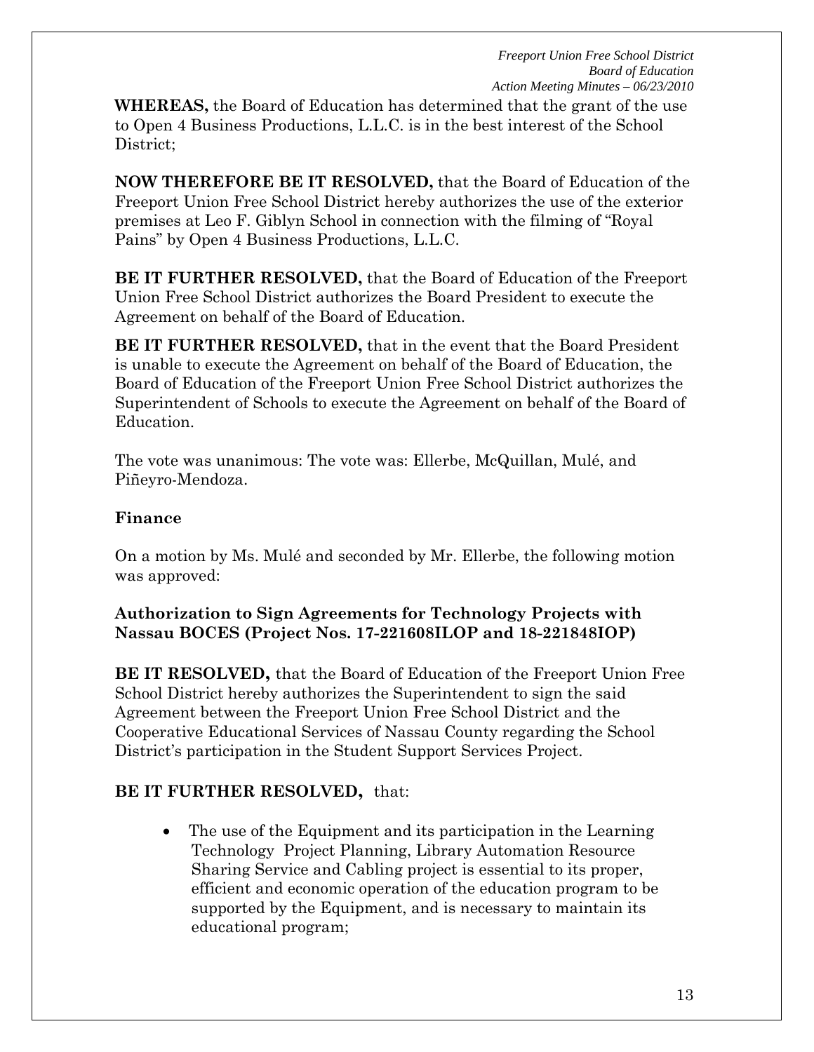**WHEREAS,** the Board of Education has determined that the grant of the use to Open 4 Business Productions, L.L.C. is in the best interest of the School District;

**NOW THEREFORE BE IT RESOLVED,** that the Board of Education of the Freeport Union Free School District hereby authorizes the use of the exterior premises at Leo F. Giblyn School in connection with the filming of "Royal Pains" by Open 4 Business Productions, L.L.C.

**BE IT FURTHER RESOLVED,** that the Board of Education of the Freeport Union Free School District authorizes the Board President to execute the Agreement on behalf of the Board of Education.

**BE IT FURTHER RESOLVED,** that in the event that the Board President is unable to execute the Agreement on behalf of the Board of Education, the Board of Education of the Freeport Union Free School District authorizes the Superintendent of Schools to execute the Agreement on behalf of the Board of Education.

The vote was unanimous: The vote was: Ellerbe, McQuillan, Mulé, and Piñeyro-Mendoza.

## Finance

On a motion by Ms. Mulé and seconded by Mr. Ellerbe, the following motion was approved:

**Authorization to Sign Agreements for Technology Projects with Nassau BOCES (Project Nos. 17-221608ILOP and 18-221848IOP)**

**BE IT RESOLVED,** that the Board of Education of the Freeport Union Free School District hereby authorizes the Superintendent to sign the said Agreement between the Freeport Union Free School District and the Cooperative Educational Services of Nassau County regarding the School District's participation in the Student Support Services Project.

**BE IT FURTHER RESOLVED,** that:

- The use of the Equipment and its participation in the Learning Technology Project Planning, Library Automation Resource Sharing Service and Cabling project is essential to its proper, efficient and economic operation of the education program to be supported by the Equipment, and is necessary to maintain its educational program;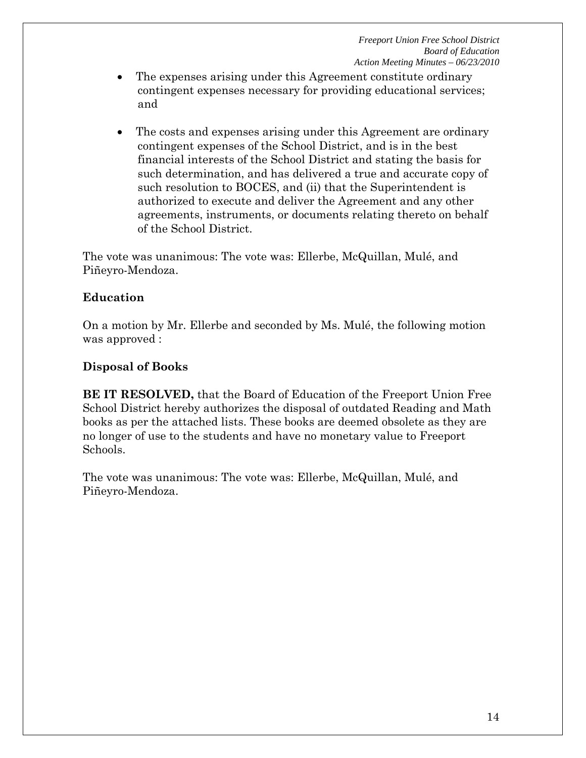- The expenses arising under this Agreement constitute ordinary contingent expenses necessary for providing educational services; and

- The costs and expenses arising under this Agreement are ordinary contingent expenses of the School District, and is in the best financial interests of the School District and stating the basis for such determination, and has delivered a true and accurate copy of such resolution to BOCES, and (ii) that the Superintendent is authorized to execute and deliver the Agreement and any other agreements, instruments, or documents relating thereto on behalf of the School District.

The vote was unanimous: The vote was: Ellerbe, McQuillan, Mulé, and Piñeyro-Mendoza.

**Education**

On a motion by Mr. Ellerbe and seconded by Ms. Mulé, the following motion was approved :

**Disposal of Books**

**BE IT RESOLVED,** that the Board of Education of the Freeport Union Free School District hereby authorizes the disposal of outdated Reading and Math books as per the attached lists. These books are deemed obsolete as they are no longer of use to the students and have no monetary value to Freeport Schools.

The vote was unanimous: The vote was: Ellerbe, McQuillan, Mulé, and Piñeyro-Mendoza.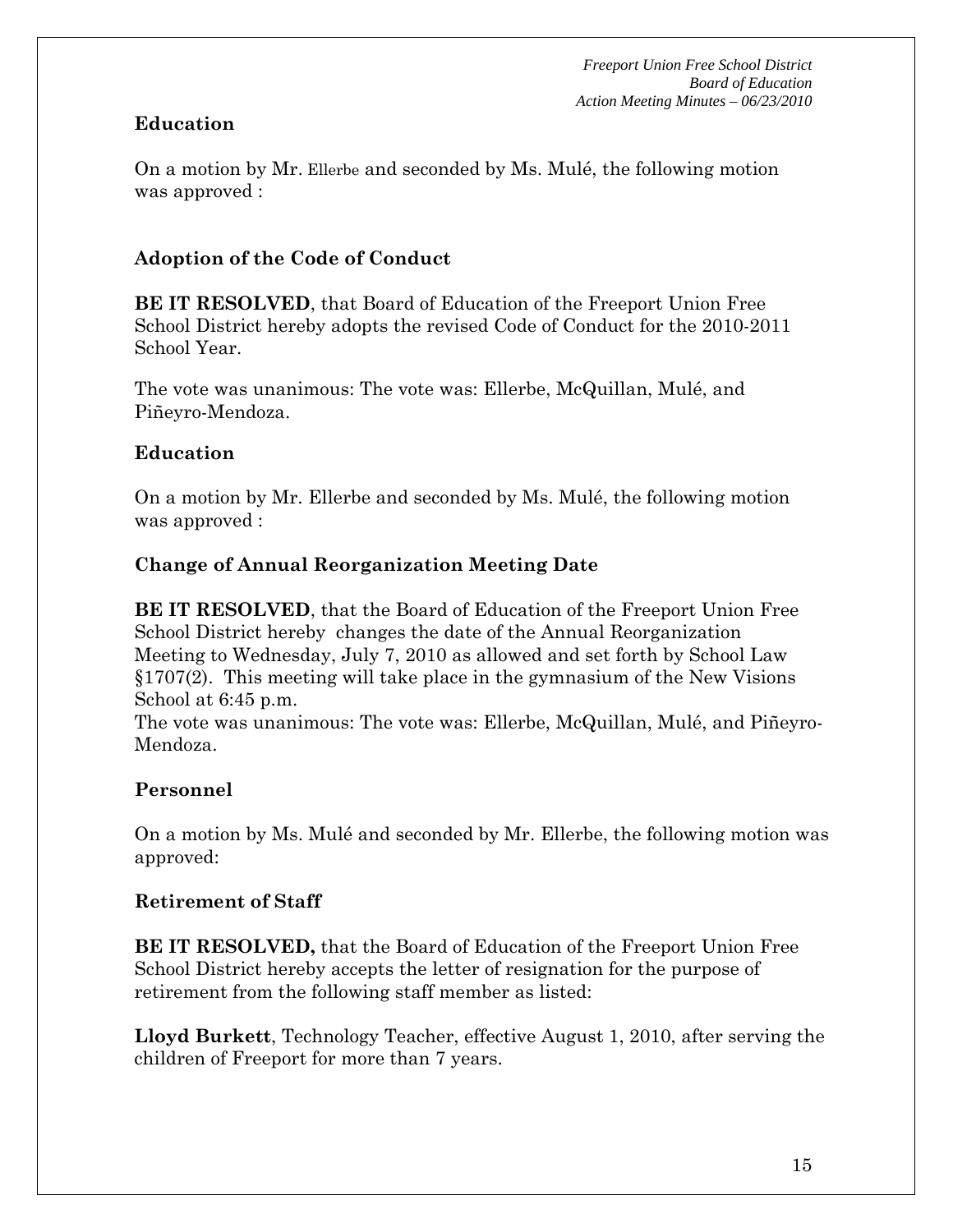**Education**

On a motion by Mr. Ellerbe and seconded by Ms. Mulé, the following motion was approved :

**Adoption of the Code of Conduct**

**BE IT RESOLVED**, that Board of Education of the Freeport Union Free School District hereby adopts the revised Code of Conduct for the 2010-2011 School Year.

The vote was unanimous: The vote was: Ellerbe, McQuillan, Mulé, and Piñeyro-Mendoza.

**Education**

On a motion by Mr. Ellerbe and seconded by Ms. Mulé, the following motion was approved :

**Change of Annual Reorganization Meeting Date**

**BE IT RESOLVED**, that the Board of Education of the Freeport Union Free School District hereby changes the date of the Annual Reorganization Meeting to Wednesday, July 7, 2010 as allowed and set forth by School Law §1707(2). This meeting will take place in the gymnasium of the New Visions School at 6:45 p.m.

The vote was unanimous: The vote was: Ellerbe, McQuillan, Mulé, and Piñeyro-Mendoza.

**Personnel**

On a motion by Ms. Mulé and seconded by Mr. Ellerbe, the following motion was approved:

**Retirement of Staff**

**BE IT RESOLVED,** that the Board of Education of the Freeport Union Free School District hereby accepts the letter of resignation for the purpose of retirement from the following staff member as listed:

**Lloyd Burkett**, Technology Teacher, effective August 1, 2010, after serving the children of Freeport for more than 7 years.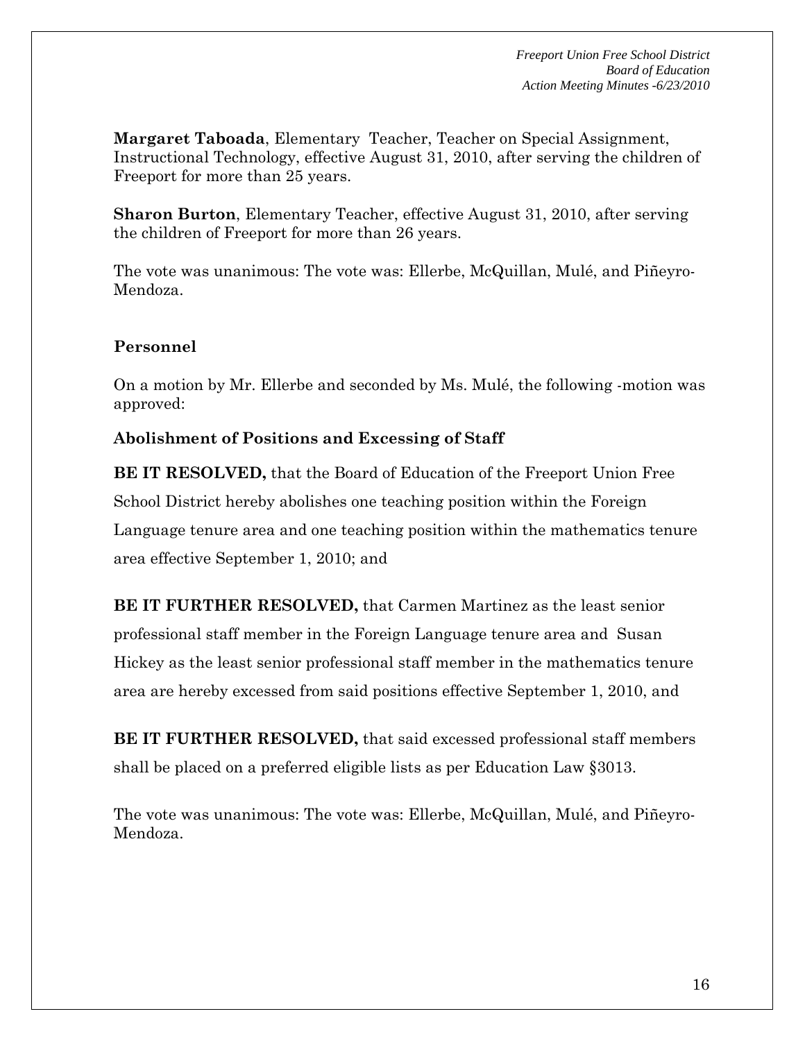**Margaret Taboada**, Elementary Teacher, Teacher on Special Assignment, Instructional Technology, effective August 31, 2010, after serving the children of Freeport for more than 25 years.

**Sharon Burton**, Elementary Teacher, effective August 31, 2010, after serving the children of Freeport for more than 26 years.

The vote was unanimous: The vote was: Ellerbe, McQuillan, Mulé, and Piñeyro-Mendoza.

### Personnel

On a motion by Mr. Ellerbe and seconded by Ms. Mulé, the following -motion was approved:

**Abolishment of Positions and Excessing of Staff**

**BE IT RESOLVED,** that the Board of Education of the Freeport Union Free School District hereby abolishes one teaching position within the Foreign Language tenure area and one teaching position within the mathematics tenure area effective September 1, 2010; and

**BE IT FURTHER RESOLVED,** that Carmen Martinez as the least senior professional staff member in the Foreign Language tenure area and Susan Hickey as the least senior professional staff member in the mathematics tenure area are hereby excessed from said positions effective September 1, 2010, and

**BE IT FURTHER RESOLVED,** that said excessed professional staff members shall be placed on a preferred eligible lists as per Education Law §3013.

The vote was unanimous: The vote was: Ellerbe, McQuillan, Mulé, and Piñeyro-Mendoza.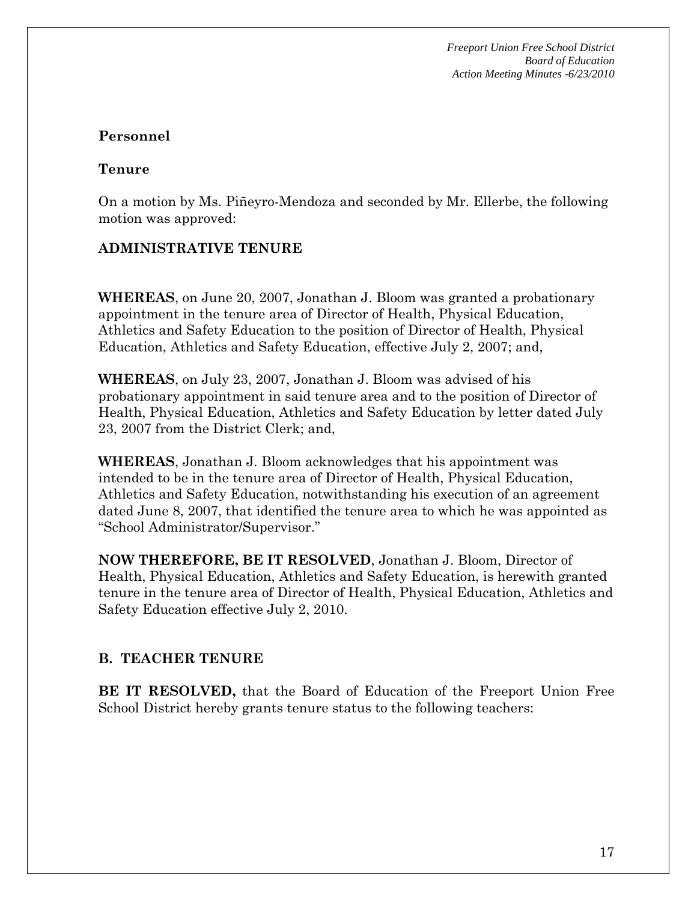## Personnel

### Tenure

On a motion by Ms. Piñeyro-Mendoza and seconded by Mr. Ellerbe, the following motion was approved:

**ADMINISTRATIVE TENURE**

**WHEREAS**, on June 20, 2007, Jonathan J. Bloom was granted a probationary appointment in the tenure area of Director of Health, Physical Education, Athletics and Safety Education to the position of Director of Health, Physical Education, Athletics and Safety Education, effective July 2, 2007; and,

**WHEREAS**, on July 23, 2007, Jonathan J. Bloom was advised of his probationary appointment in said tenure area and to the position of Director of Health, Physical Education, Athletics and Safety Education by letter dated July 23, 2007 from the District Clerk; and,

**WHEREAS**, Jonathan J. Bloom acknowledges that his appointment was intended to be in the tenure area of Director of Health, Physical Education, Athletics and Safety Education, notwithstanding his execution of an agreement dated June 8, 2007, that identified the tenure area to which he was appointed as "School Administrator/Supervisor."

**NOW THEREFORE, BE IT RESOLVED**, Jonathan J. Bloom, Director of Health, Physical Education, Athletics and Safety Education, is herewith granted tenure in the tenure area of Director of Health, Physical Education, Athletics and Safety Education effective July 2, 2010.

**B. TEACHER TENURE**

**BE IT RESOLVED,** that the Board of Education of the Freeport Union Free School District hereby grants tenure status to the following teachers: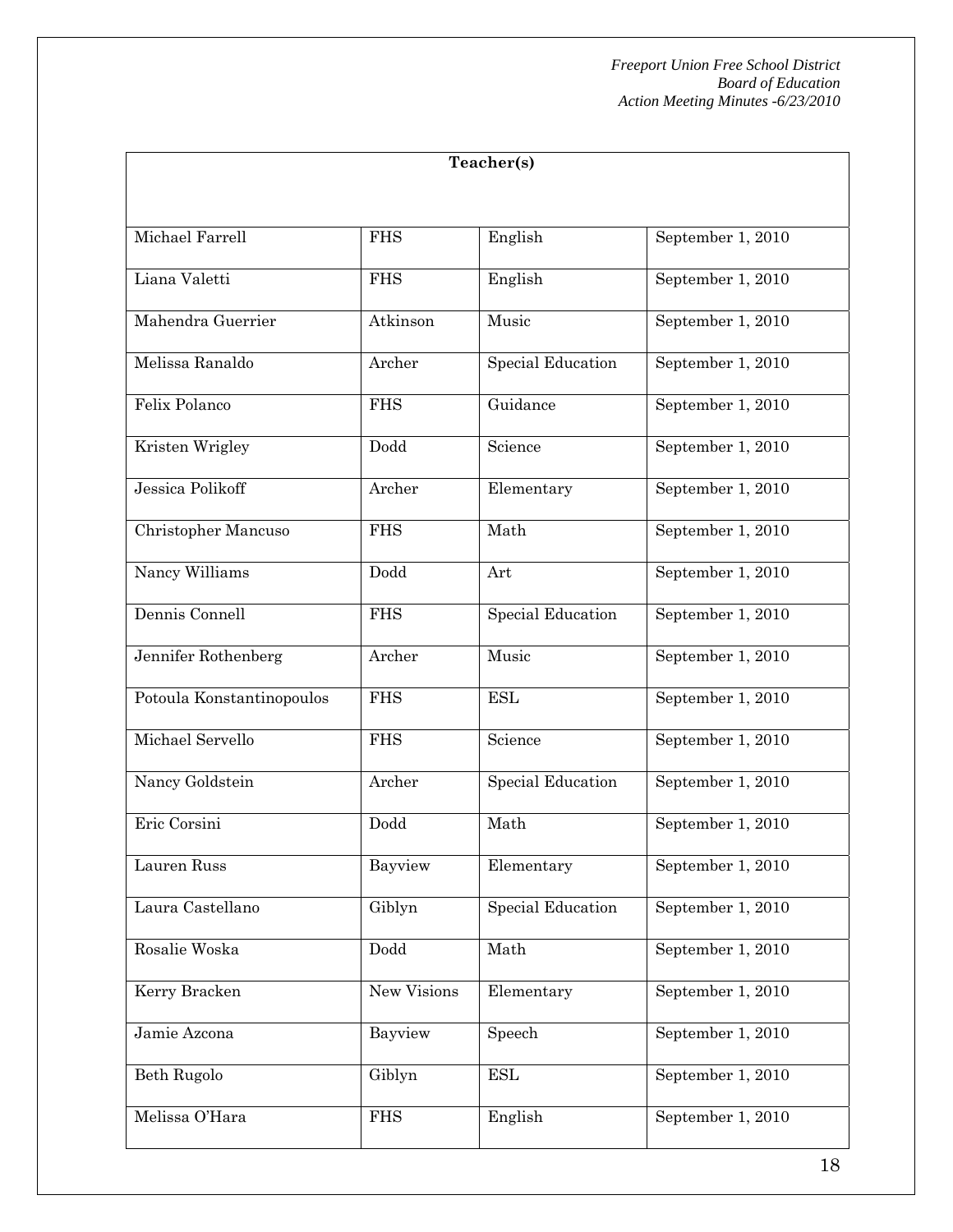| Teacher(s) | | | |
|---|---|---|---|
| Michael Farrell | FHS | English | September 1, 2010 |
| Liana Valetti | FHS | English | September 1, 2010 |
| Mahendra Guerrier | Atkinson | Music | September 1, 2010 |
| Melissa Ranaldo | Archer | Special Education | September 1, 2010 |
| Felix Polanco | FHS | Guidance | September 1, 2010 |
| Kristen Wrigley | Dodd | Science | September 1, 2010 |
| Jessica Polikoff | Archer | Elementary | September 1, 2010 |
| Christopher Mancuso | FHS | Math | September 1, 2010 |
| Nancy Williams | Dodd | Art | September 1, 2010 |
| Dennis Connell | FHS | Special Education | September 1, 2010 |
| Jennifer Rothenberg | Archer | Music | September 1, 2010 |
| Potoula Konstantinopoulos | FHS | ESL | September 1, 2010 |
| Michael Servello | FHS | Science | September 1, 2010 |
| Nancy Goldstein | Archer | Special Education | September 1, 2010 |
| Eric Corsini | Dodd | Math | September 1, 2010 |
| Lauren Russ | Bayview | Elementary | September 1, 2010 |
| Laura Castellano | Giblyn | Special Education | September 1, 2010 |
| Rosalie Woska | Dodd | Math | September 1, 2010 |
| Kerry Bracken | New Visions | Elementary | September 1, 2010 |
| Jamie Azcona | Bayview | Speech | September 1, 2010 |
| Beth Rugolo | Giblyn | ESL | September 1, 2010 |
| Melissa O'Hara | FHS | English | September 1, 2010 |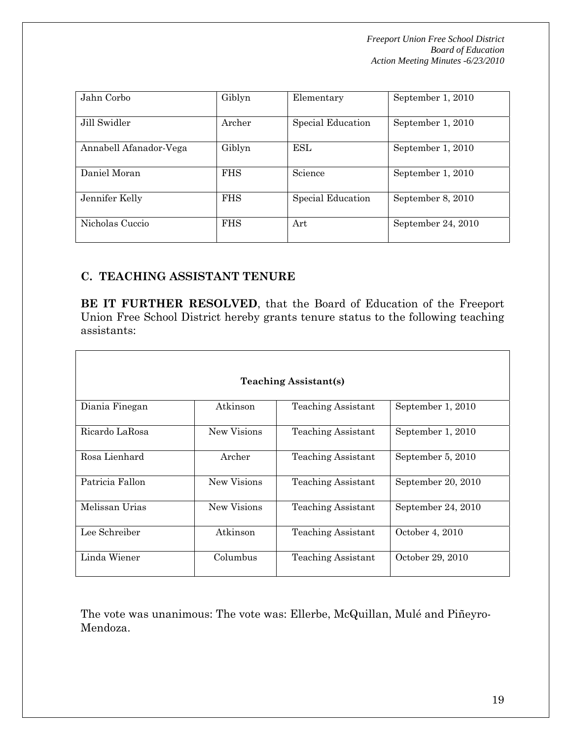| Jahn Corbo | Giblyn | Elementary | September 1, 2010 |
|---|---|---|---|
| Jill Swidler | Archer | Special Education | September 1, 2010 |
| Annabell Afanador-Vega | Giblyn | ESL | September 1, 2010 |
| Daniel Moran | FHS | Science | September 1, 2010 |
| Jennifer Kelly | FHS | Special Education | September 8, 2010 |
| Nicholas Cuccio | FHS | Art | September 24, 2010 |

### C. TEACHING ASSISTANT TENURE

**BE IT FURTHER RESOLVED**, that the Board of Education of the Freeport Union Free School District hereby grants tenure status to the following teaching assistants:

| **Teaching Assistant(s)** | | | |
|---|---|---|---|
| Diania Finegan | Atkinson | Teaching Assistant | September 1, 2010 |
| Ricardo LaRosa | New Visions | Teaching Assistant | September 1, 2010 |
| Rosa Lienhard | Archer | Teaching Assistant | September 5, 2010 |
| Patricia Fallon | New Visions | Teaching Assistant | September 20, 2010 |
| Melissan Urias | New Visions | Teaching Assistant | September 24, 2010 |
| Lee Schreiber | Atkinson | Teaching Assistant | October 4, 2010 |
| Linda Wiener | Columbus | Teaching Assistant | October 29, 2010 |

The vote was unanimous: The vote was: Ellerbe, McQuillan, Mulé and Piñeyro-Mendoza.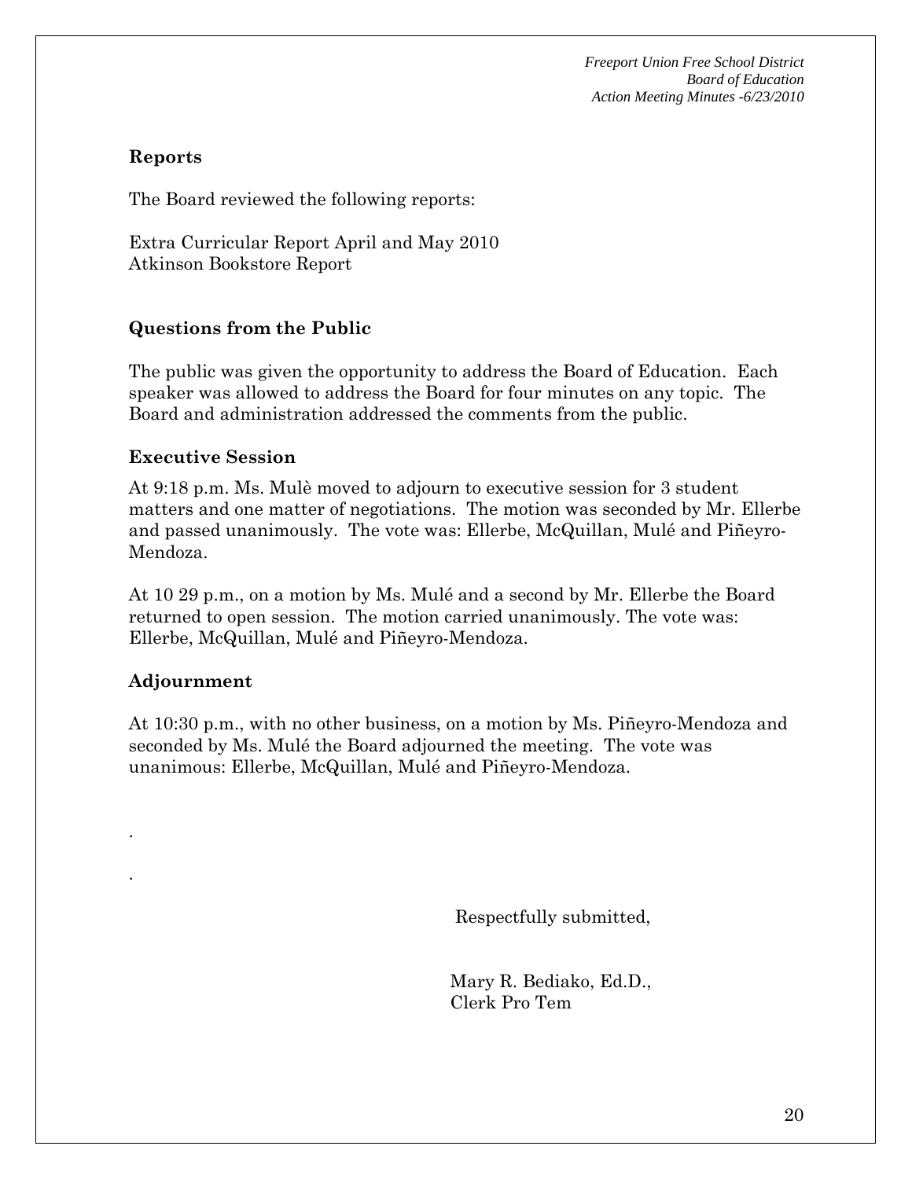## Reports

The Board reviewed the following reports:

Extra Curricular Report April and May 2010
Atkinson Bookstore Report

## Questions from the Public

The public was given the opportunity to address the Board of Education. Each speaker was allowed to address the Board for four minutes on any topic. The Board and administration addressed the comments from the public.

## Executive Session

At 9:18 p.m. Ms. Mulè moved to adjourn to executive session for 3 student matters and one matter of negotiations. The motion was seconded by Mr. Ellerbe and passed unanimously. The vote was: Ellerbe, McQuillan, Mulé and Piñeyro-Mendoza.

At 10 29 p.m., on a motion by Ms. Mulé and a second by Mr. Ellerbe the Board returned to open session. The motion carried unanimously. The vote was: Ellerbe, McQuillan, Mulé and Piñeyro-Mendoza.

## Adjournment

At 10:30 p.m., with no other business, on a motion by Ms. Piñeyro-Mendoza and seconded by Ms. Mulé the Board adjourned the meeting. The vote was unanimous: Ellerbe, McQuillan, Mulé and Piñeyro-Mendoza.

.

.

Respectfully submitted,

Mary R. Bediako, Ed.D.,
Clerk Pro Tem